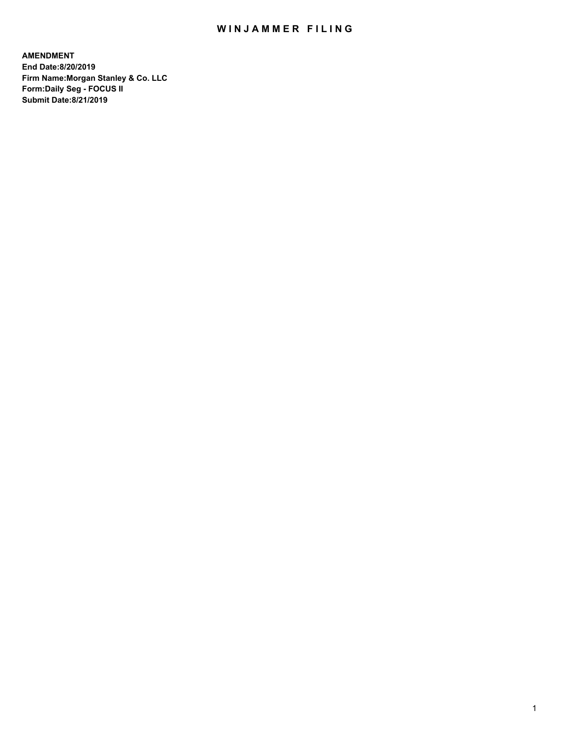# WINJAMMER FILING

**AMENDMENT**
**End Date:8/20/2019**
**Firm Name:Morgan Stanley & Co. LLC**
**Form:Daily Seg - FOCUS II**
**Submit Date:8/21/2019**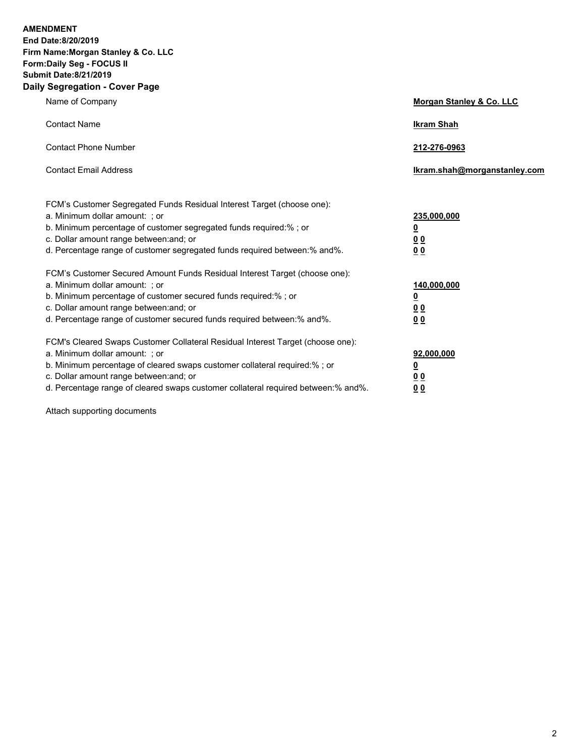**AMENDMENT**
**End Date:8/20/2019**
**Firm Name:Morgan Stanley & Co. LLC**
**Form:Daily Seg - FOCUS II**
**Submit Date:8/21/2019**

## Daily Segregation - Cover Page

| | |
|---|---|
| Name of Company | **Morgan Stanley & Co. LLC** |
| Contact Name | **Ikram Shah** |
| Contact Phone Number | **212-276-0963** |
| Contact Email Address | **Ikram.shah@morganstanley.com** |

FCM's Customer Segregated Funds Residual Interest Target (choose one):

| | |
|---|---|
| a. Minimum dollar amount: ; or | **235,000,000** |
| b. Minimum percentage of customer segregated funds required:% ; or | **0** |
| c. Dollar amount range between:and; or | **0 0** |
| d. Percentage range of customer segregated funds required between:% and%. | **0 0** |

FCM's Customer Secured Amount Funds Residual Interest Target (choose one):

| | |
|---|---|
| a. Minimum dollar amount: ; or | **140,000,000** |
| b. Minimum percentage of customer secured funds required:% ; or | **0** |
| c. Dollar amount range between:and; or | **0 0** |
| d. Percentage range of customer secured funds required between:% and%. | **0 0** |

FCM's Cleared Swaps Customer Collateral Residual Interest Target (choose one):

| | |
|---|---|
| a. Minimum dollar amount: ; or | **92,000,000** |
| b. Minimum percentage of cleared swaps customer collateral required:% ; or | **0** |
| c. Dollar amount range between:and; or | **0 0** |
| d. Percentage range of cleared swaps customer collateral required between:% and%. | **0 0** |

Attach supporting documents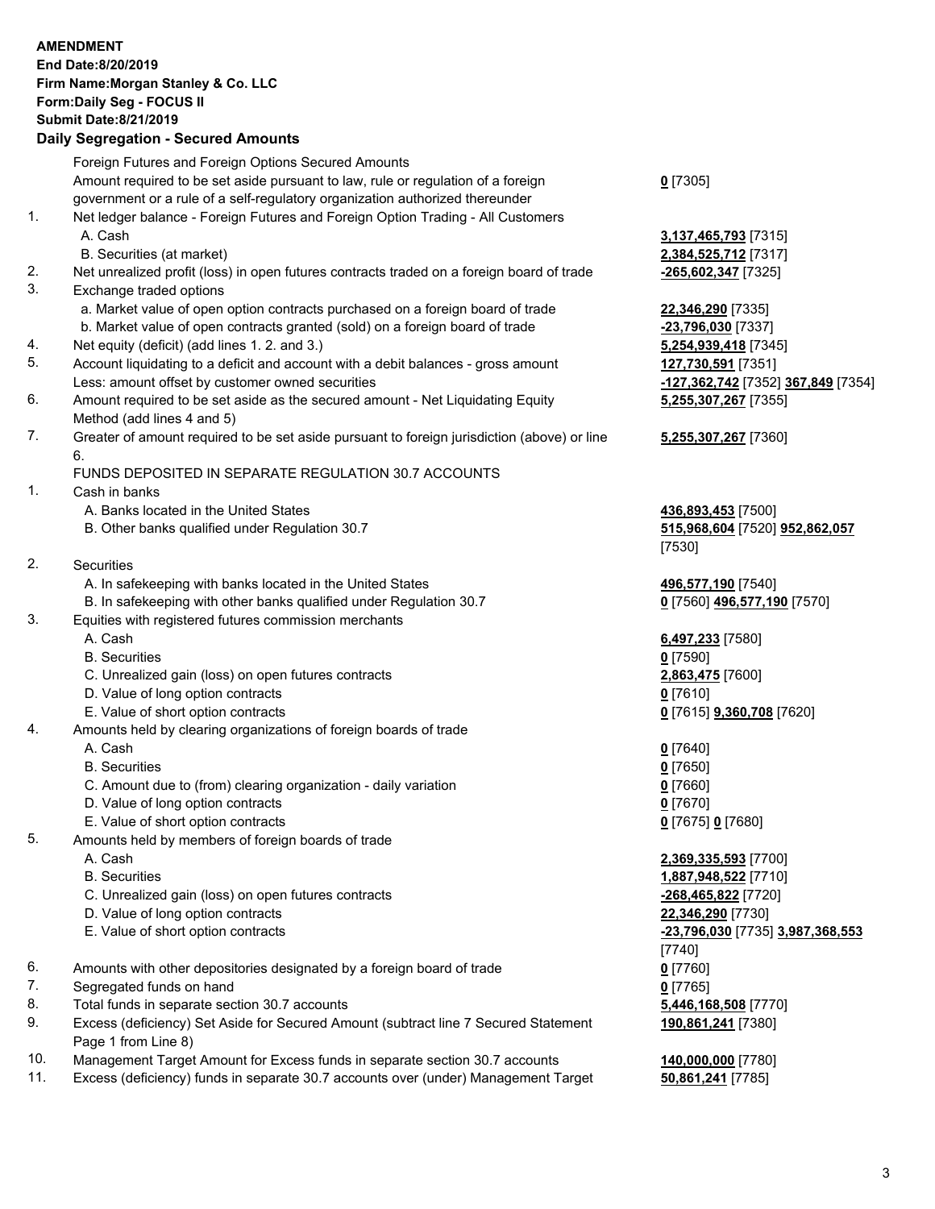**AMENDMENT**
**End Date:8/20/2019**
**Firm Name:Morgan Stanley & Co. LLC**
**Form:Daily Seg - FOCUS II**
**Submit Date:8/21/2019**
**Daily Segregation - Secured Amounts**

| | | |
|---|---|---|
| | Foreign Futures and Foreign Options Secured Amounts | |
| | Amount required to be set aside pursuant to law, rule or regulation of a foreign government or a rule of a self-regulatory organization authorized thereunder | **0** [7305] |
| 1. | Net ledger balance - Foreign Futures and Foreign Option Trading - All Customers | |
| | A. Cash | **3,137,465,793** [7315] |
| | B. Securities (at market) | **2,384,525,712** [7317] |
| 2. | Net unrealized profit (loss) in open futures contracts traded on a foreign board of trade | **-265,602,347** [7325] |
| 3. | Exchange traded options | |
| | a. Market value of open option contracts purchased on a foreign board of trade | **22,346,290** [7335] |
| | b. Market value of open contracts granted (sold) on a foreign board of trade | **-23,796,030** [7337] |
| 4. | Net equity (deficit) (add lines 1. 2. and 3.) | **5,254,939,418** [7345] |
| 5. | Account liquidating to a deficit and account with a debit balances - gross amount | **127,730,591** [7351] |
| | Less: amount offset by customer owned securities | **-127,362,742** [7352] **367,849** [7354] |
| 6. | Amount required to be set aside as the secured amount - Net Liquidating Equity Method (add lines 4 and 5) | **5,255,307,267** [7355] |
| 7. | Greater of amount required to be set aside pursuant to foreign jurisdiction (above) or line 6. | **5,255,307,267** [7360] |
| | FUNDS DEPOSITED IN SEPARATE REGULATION 30.7 ACCOUNTS | |
| 1. | Cash in banks | |
| | A. Banks located in the United States | **436,893,453** [7500] |
| | B. Other banks qualified under Regulation 30.7 | **515,968,604** [7520] **952,862,057** [7530] |
| 2. | Securities | |
| | A. In safekeeping with banks located in the United States | **496,577,190** [7540] |
| | B. In safekeeping with other banks qualified under Regulation 30.7 | **0** [7560] **496,577,190** [7570] |
| 3. | Equities with registered futures commission merchants | |
| | A. Cash | **6,497,233** [7580] |
| | B. Securities | **0** [7590] |
| | C. Unrealized gain (loss) on open futures contracts | **2,863,475** [7600] |
| | D. Value of long option contracts | **0** [7610] |
| | E. Value of short option contracts | **0** [7615] **9,360,708** [7620] |
| 4. | Amounts held by clearing organizations of foreign boards of trade | |
| | A. Cash | **0** [7640] |
| | B. Securities | **0** [7650] |
| | C. Amount due to (from) clearing organization - daily variation | **0** [7660] |
| | D. Value of long option contracts | **0** [7670] |
| | E. Value of short option contracts | **0** [7675] **0** [7680] |
| 5. | Amounts held by members of foreign boards of trade | |
| | A. Cash | **2,369,335,593** [7700] |
| | B. Securities | **1,887,948,522** [7710] |
| | C. Unrealized gain (loss) on open futures contracts | **-268,465,822** [7720] |
| | D. Value of long option contracts | **22,346,290** [7730] |
| | E. Value of short option contracts | **-23,796,030** [7735] **3,987,368,553** [7740] |
| 6. | Amounts with other depositories designated by a foreign board of trade | **0** [7760] |
| 7. | Segregated funds on hand | **0** [7765] |
| 8. | Total funds in separate section 30.7 accounts | **5,446,168,508** [7770] |
| 9. | Excess (deficiency) Set Aside for Secured Amount (subtract line 7 Secured Statement Page 1 from Line 8) | **190,861,241** [7380] |
| 10. | Management Target Amount for Excess funds in separate section 30.7 accounts | **140,000,000** [7780] |
| 11. | Excess (deficiency) funds in separate 30.7 accounts over (under) Management Target | **50,861,241** [7785] |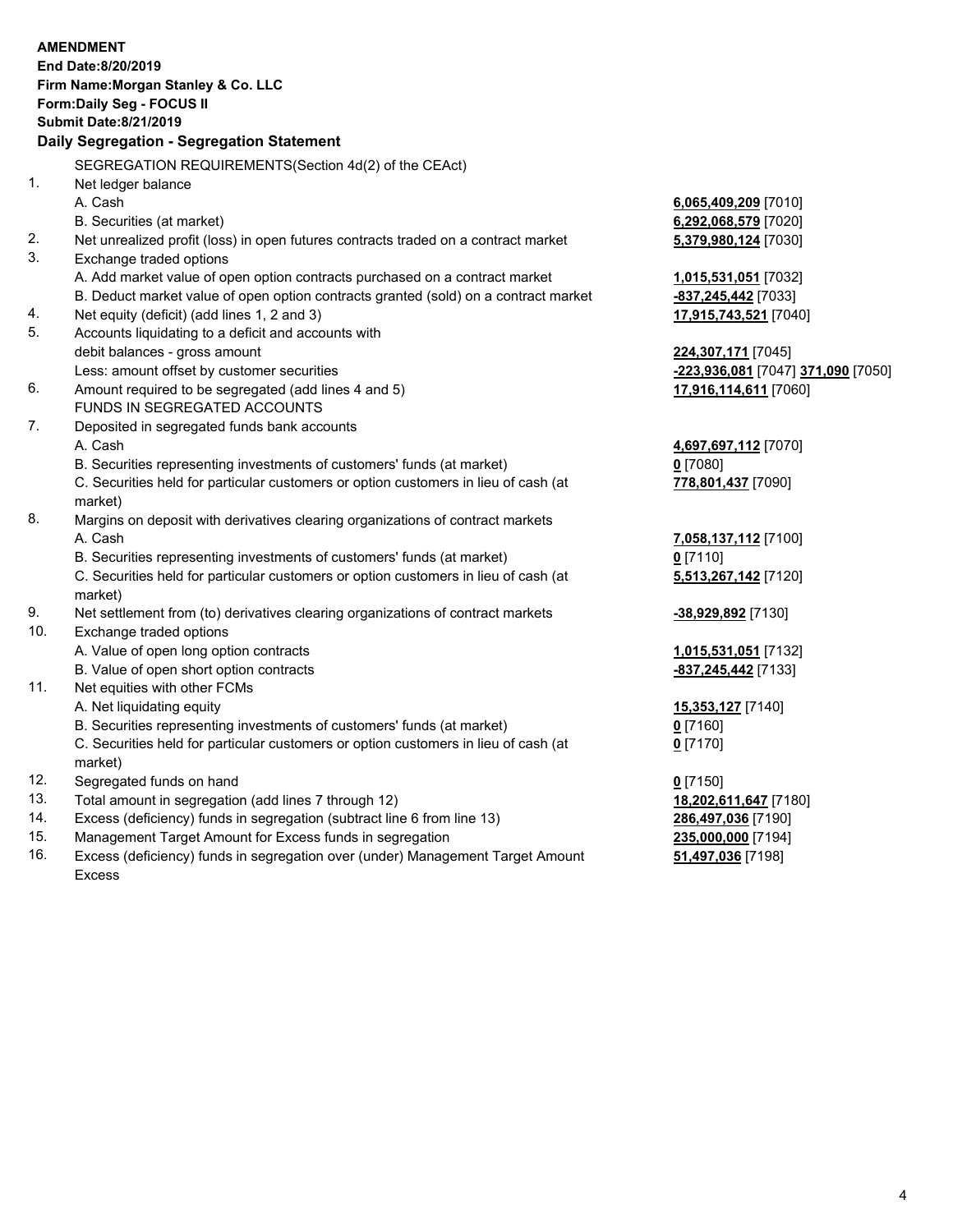**AMENDMENT**
**End Date:8/20/2019**
**Firm Name:Morgan Stanley & Co. LLC**
**Form:Daily Seg - FOCUS II**
**Submit Date:8/21/2019**

### Daily Segregation - Segregation Statement

SEGREGATION REQUIREMENTS(Section 4d(2) of the CEAct)

| | | |
|---|---|---|
| 1. | Net ledger balance | |
| | A. Cash | **6,065,409,209** [7010] |
| | B. Securities (at market) | **6,292,068,579** [7020] |
| 2. | Net unrealized profit (loss) in open futures contracts traded on a contract market | **5,379,980,124** [7030] |
| 3. | Exchange traded options | |
| | A. Add market value of open option contracts purchased on a contract market | **1,015,531,051** [7032] |
| | B. Deduct market value of open option contracts granted (sold) on a contract market | **-837,245,442** [7033] |
| 4. | Net equity (deficit) (add lines 1, 2 and 3) | **17,915,743,521** [7040] |
| 5. | Accounts liquidating to a deficit and accounts with debit balances - gross amount | **224,307,171** [7045] |
| | Less: amount offset by customer securities | **-223,936,081** [7047] **371,090** [7050] |
| 6. | Amount required to be segregated (add lines 4 and 5) | **17,916,114,611** [7060] |
| | FUNDS IN SEGREGATED ACCOUNTS | |
| 7. | Deposited in segregated funds bank accounts | |
| | A. Cash | **4,697,697,112** [7070] |
| | B. Securities representing investments of customers' funds (at market) | **0** [7080] |
| | C. Securities held for particular customers or option customers in lieu of cash (at market) | **778,801,437** [7090] |
| 8. | Margins on deposit with derivatives clearing organizations of contract markets | |
| | A. Cash | **7,058,137,112** [7100] |
| | B. Securities representing investments of customers' funds (at market) | **0** [7110] |
| | C. Securities held for particular customers or option customers in lieu of cash (at market) | **5,513,267,142** [7120] |
| 9. | Net settlement from (to) derivatives clearing organizations of contract markets | **-38,929,892** [7130] |
| 10. | Exchange traded options | |
| | A. Value of open long option contracts | **1,015,531,051** [7132] |
| | B. Value of open short option contracts | **-837,245,442** [7133] |
| 11. | Net equities with other FCMs | |
| | A. Net liquidating equity | **15,353,127** [7140] |
| | B. Securities representing investments of customers' funds (at market) | **0** [7160] |
| | C. Securities held for particular customers or option customers in lieu of cash (at market) | **0** [7170] |
| 12. | Segregated funds on hand | **0** [7150] |
| 13. | Total amount in segregation (add lines 7 through 12) | **18,202,611,647** [7180] |
| 14. | Excess (deficiency) funds in segregation (subtract line 6 from line 13) | **286,497,036** [7190] |
| 15. | Management Target Amount for Excess funds in segregation | **235,000,000** [7194] |
| 16. | Excess (deficiency) funds in segregation over (under) Management Target Amount Excess | **51,497,036** [7198] |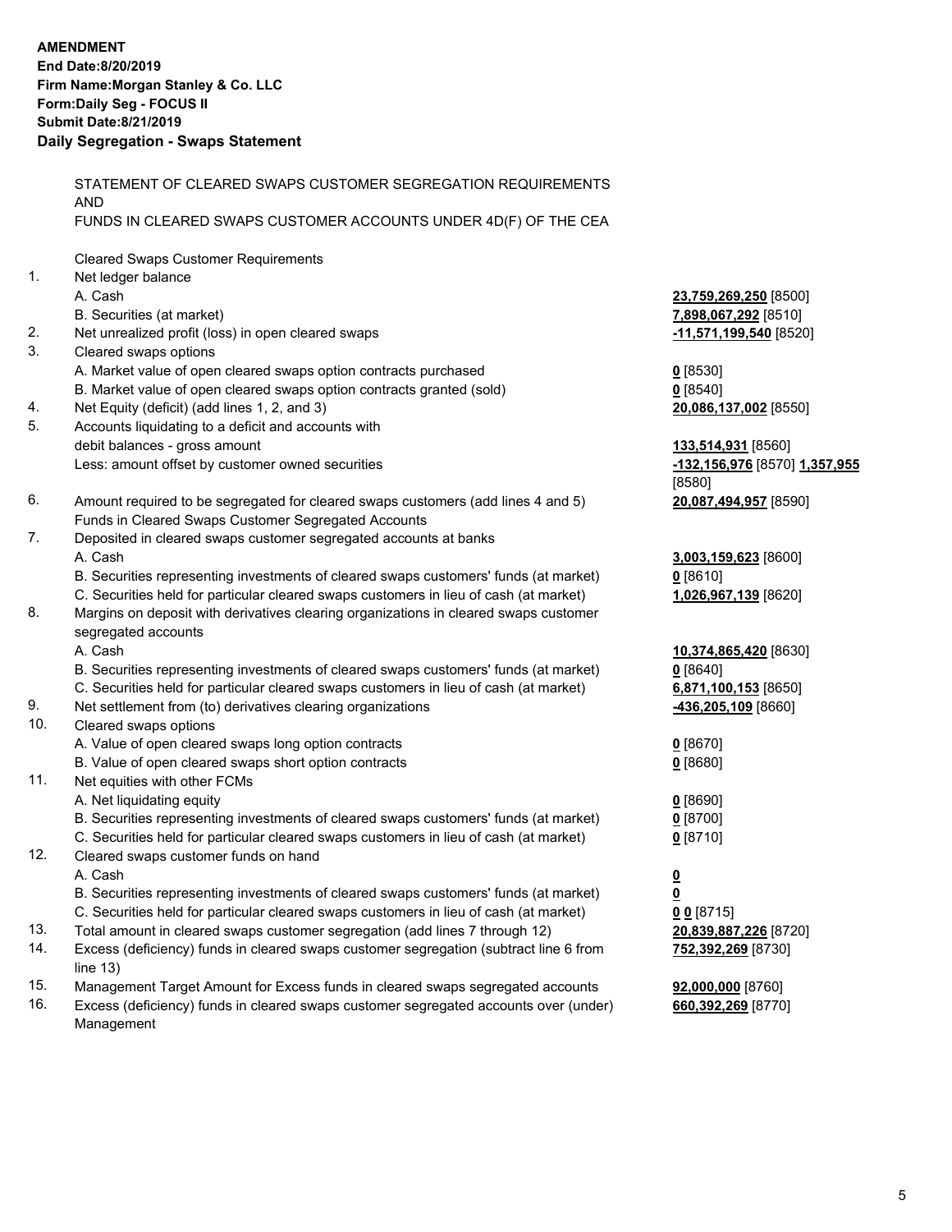**AMENDMENT**
**End Date:8/20/2019**
**Firm Name:Morgan Stanley & Co. LLC**
**Form:Daily Seg - FOCUS II**
**Submit Date:8/21/2019**
**Daily Segregation - Swaps Statement**

STATEMENT OF CLEARED SWAPS CUSTOMER SEGREGATION REQUIREMENTS AND FUNDS IN CLEARED SWAPS CUSTOMER ACCOUNTS UNDER 4D(F) OF THE CEA

| | | |
|---|---|---|
| | Cleared Swaps Customer Requirements | |
| 1. | Net ledger balance | |
| | A. Cash | **23,759,269,250** [8500] |
| | B. Securities (at market) | **7,898,067,292** [8510] |
| 2. | Net unrealized profit (loss) in open cleared swaps | **-11,571,199,540** [8520] |
| 3. | Cleared swaps options | |
| | A. Market value of open cleared swaps option contracts purchased | **0** [8530] |
| | B. Market value of open cleared swaps option contracts granted (sold) | **0** [8540] |
| 4. | Net Equity (deficit) (add lines 1, 2, and 3) | **20,086,137,002** [8550] |
| 5. | Accounts liquidating to a deficit and accounts with | |
| | debit balances - gross amount | **133,514,931** [8560] |
| | Less: amount offset by customer owned securities | **-132,156,976** [8570] **1,357,955** [8580] |
| 6. | Amount required to be segregated for cleared swaps customers (add lines 4 and 5) | **20,087,494,957** [8590] |
| | Funds in Cleared Swaps Customer Segregated Accounts | |
| 7. | Deposited in cleared swaps customer segregated accounts at banks | |
| | A. Cash | **3,003,159,623** [8600] |
| | B. Securities representing investments of cleared swaps customers' funds (at market) | **0** [8610] |
| | C. Securities held for particular cleared swaps customers in lieu of cash (at market) | **1,026,967,139** [8620] |
| 8. | Margins on deposit with derivatives clearing organizations in cleared swaps customer segregated accounts | |
| | A. Cash | **10,374,865,420** [8630] |
| | B. Securities representing investments of cleared swaps customers' funds (at market) | **0** [8640] |
| | C. Securities held for particular cleared swaps customers in lieu of cash (at market) | **6,871,100,153** [8650] |
| 9. | Net settlement from (to) derivatives clearing organizations | **-436,205,109** [8660] |
| 10. | Cleared swaps options | |
| | A. Value of open cleared swaps long option contracts | **0** [8670] |
| | B. Value of open cleared swaps short option contracts | **0** [8680] |
| 11. | Net equities with other FCMs | |
| | A. Net liquidating equity | **0** [8690] |
| | B. Securities representing investments of cleared swaps customers' funds (at market) | **0** [8700] |
| | C. Securities held for particular cleared swaps customers in lieu of cash (at market) | **0** [8710] |
| 12. | Cleared swaps customer funds on hand | |
| | A. Cash | **0** |
| | B. Securities representing investments of cleared swaps customers' funds (at market) | **0** |
| | C. Securities held for particular cleared swaps customers in lieu of cash (at market) | **0** **0** [8715] |
| 13. | Total amount in cleared swaps customer segregation (add lines 7 through 12) | **20,839,887,226** [8720] |
| 14. | Excess (deficiency) funds in cleared swaps customer segregation (subtract line 6 from line 13) | **752,392,269** [8730] |
| 15. | Management Target Amount for Excess funds in cleared swaps segregated accounts | **92,000,000** [8760] |
| 16. | Excess (deficiency) funds in cleared swaps customer segregated accounts over (under) Management | **660,392,269** [8770] |